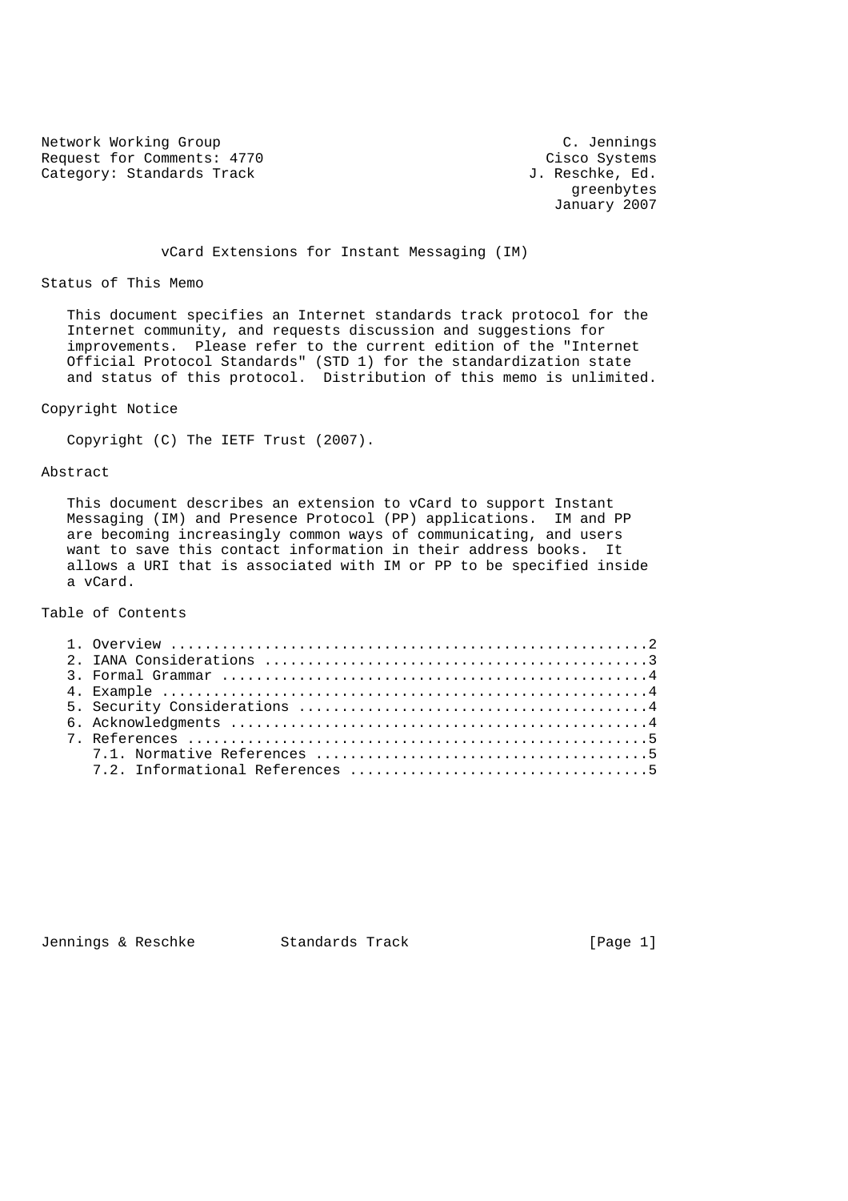Network Working Group                                        C. Jennings
Request for Comments: 4770                                 Cisco Systems
Category: Standards Track                                J. Reschke, Ed.
                                                              greenbytes
                                                            January 2007

# vCard Extensions for Instant Messaging (IM)

## Status of This Memo

This document specifies an Internet standards track protocol for the Internet community, and requests discussion and suggestions for improvements. Please refer to the current edition of the "Internet Official Protocol Standards" (STD 1) for the standardization state and status of this protocol. Distribution of this memo is unlimited.

## Copyright Notice

Copyright (C) The IETF Trust (2007).

## Abstract

This document describes an extension to vCard to support Instant Messaging (IM) and Presence Protocol (PP) applications. IM and PP are becoming increasingly common ways of communicating, and users want to save this contact information in their address books. It allows a URI that is associated with IM or PP to be specified inside a vCard.

## Table of Contents

- 1. Overview ........................................................2
- 2. IANA Considerations .............................................3
- 3. Formal Grammar ..................................................4
- 4. Example .........................................................4
- 5. Security Considerations .........................................4
- 6. Acknowledgments .................................................4
- 7. References ......................................................5
  - 7.1. Normative References .......................................5
  - 7.2. Informational References ...................................5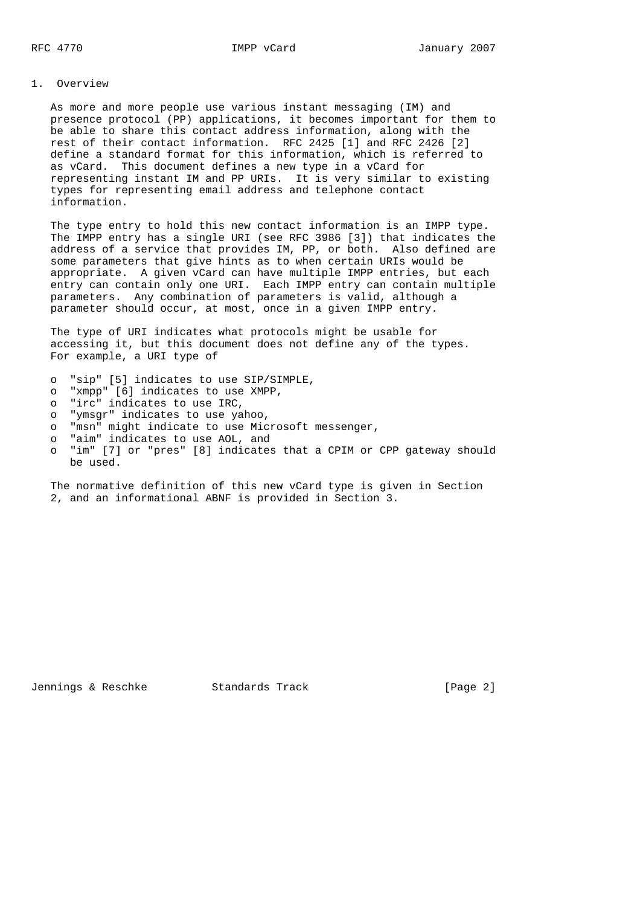## 1. Overview

As more and more people use various instant messaging (IM) and presence protocol (PP) applications, it becomes important for them to be able to share this contact address information, along with the rest of their contact information. RFC 2425 [1] and RFC 2426 [2] define a standard format for this information, which is referred to as vCard. This document defines a new type in a vCard for representing instant IM and PP URIs. It is very similar to existing types for representing email address and telephone contact information.

The type entry to hold this new contact information is an IMPP type. The IMPP entry has a single URI (see RFC 3986 [3]) that indicates the address of a service that provides IM, PP, or both. Also defined are some parameters that give hints as to when certain URIs would be appropriate. A given vCard can have multiple IMPP entries, but each entry can contain only one URI. Each IMPP entry can contain multiple parameters. Any combination of parameters is valid, although a parameter should occur, at most, once in a given IMPP entry.

The type of URI indicates what protocols might be usable for accessing it, but this document does not define any of the types. For example, a URI type of

- "sip" [5] indicates to use SIP/SIMPLE,
- "xmpp" [6] indicates to use XMPP,
- "irc" indicates to use IRC,
- "ymsgr" indicates to use yahoo,
- "msn" might indicate to use Microsoft messenger,
- "aim" indicates to use AOL, and
- "im" [7] or "pres" [8] indicates that a CPIM or CPP gateway should be used.

The normative definition of this new vCard type is given in Section 2, and an informational ABNF is provided in Section 3.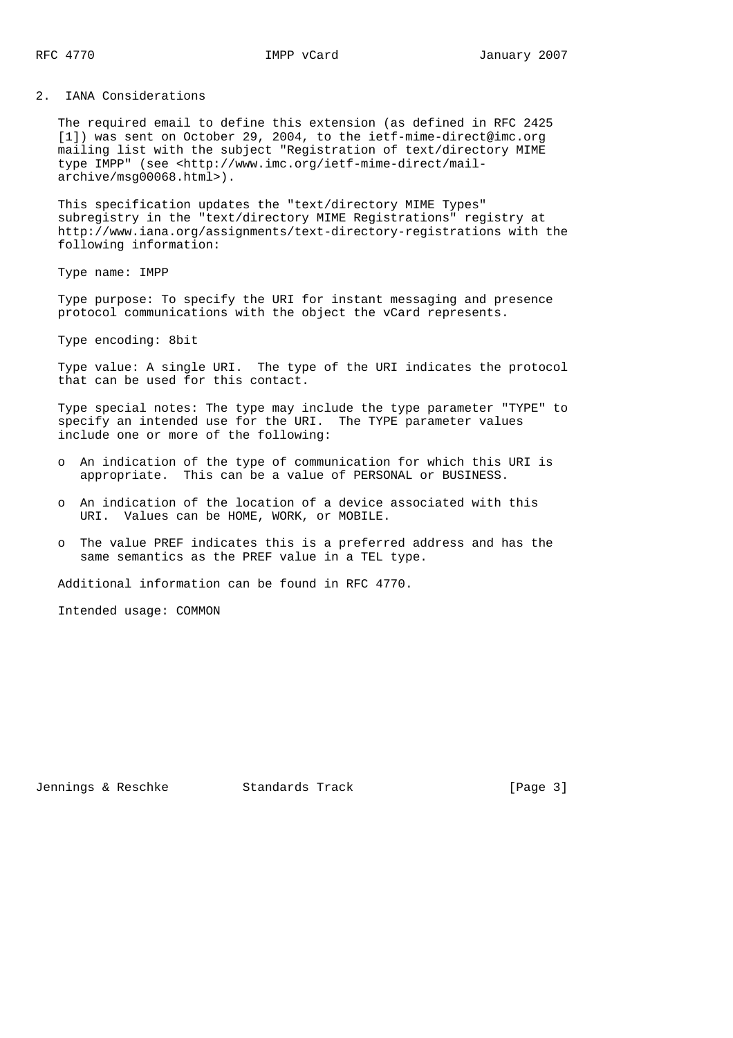## 2. IANA Considerations

The required email to define this extension (as defined in RFC 2425 [1]) was sent on October 29, 2004, to the ietf-mime-direct@imc.org mailing list with the subject "Registration of text/directory MIME type IMPP" (see <http://www.imc.org/ietf-mime-direct/mail-archive/msg00068.html>).

This specification updates the "text/directory MIME Types" subregistry in the "text/directory MIME Registrations" registry at http://www.iana.org/assignments/text-directory-registrations with the following information:

Type name: IMPP

Type purpose: To specify the URI for instant messaging and presence protocol communications with the object the vCard represents.

Type encoding: 8bit

Type value: A single URI. The type of the URI indicates the protocol that can be used for this contact.

Type special notes: The type may include the type parameter "TYPE" to specify an intended use for the URI. The TYPE parameter values include one or more of the following:

- An indication of the type of communication for which this URI is appropriate. This can be a value of PERSONAL or BUSINESS.
- An indication of the location of a device associated with this URI. Values can be HOME, WORK, or MOBILE.
- The value PREF indicates this is a preferred address and has the same semantics as the PREF value in a TEL type.

Additional information can be found in RFC 4770.

Intended usage: COMMON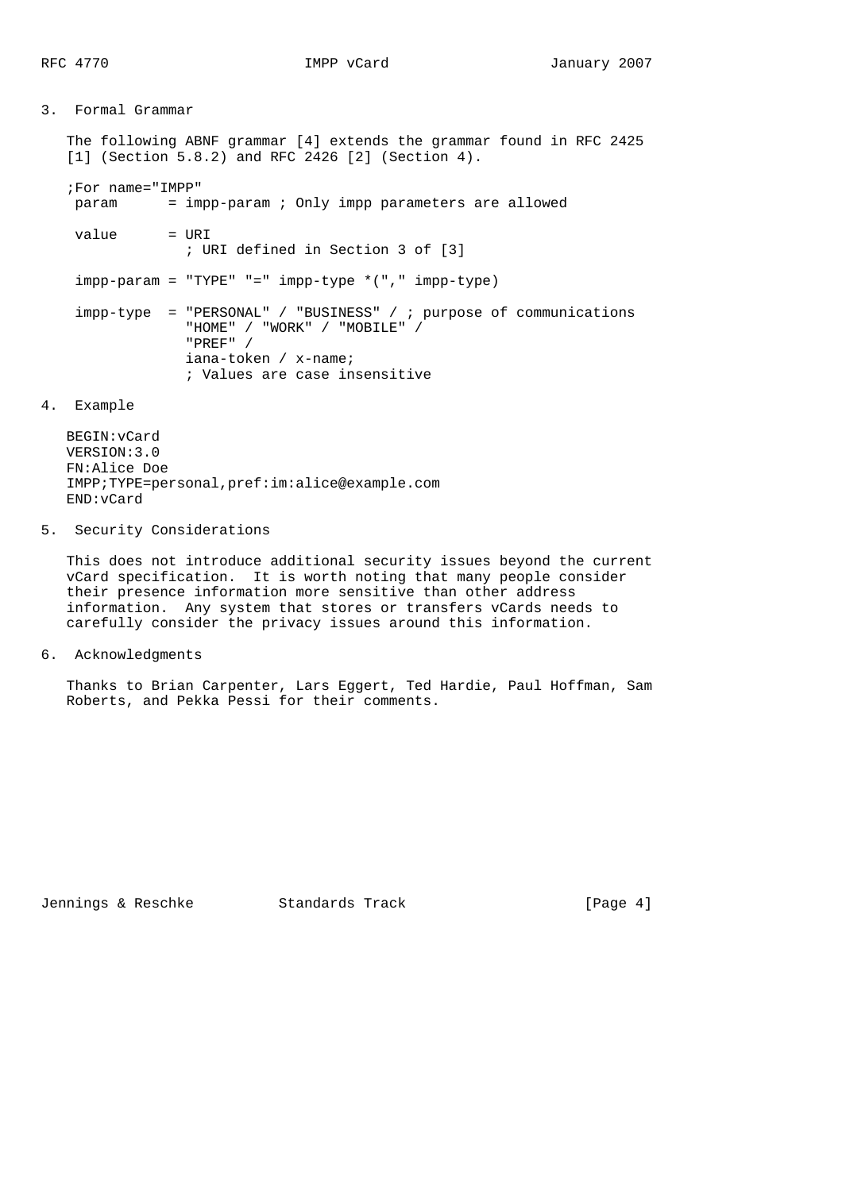## 3. Formal Grammar

The following ABNF grammar [4] extends the grammar found in RFC 2425 [1] (Section 5.8.2) and RFC 2426 [2] (Section 4).

```
;For name="IMPP"
 param      = impp-param ; Only impp parameters are allowed

 value      = URI
               ; URI defined in Section 3 of [3]

 impp-param = "TYPE" "=" impp-type *("," impp-type)

 impp-type  = "PERSONAL" / "BUSINESS" / ; purpose of communications
              "HOME" / "WORK" / "MOBILE" /
              "PREF" /
              iana-token / x-name;
              ; Values are case insensitive
```

## 4. Example

```
BEGIN:vCard
VERSION:3.0
FN:Alice Doe
IMPP;TYPE=personal,pref:im:alice@example.com
END:vCard
```

## 5. Security Considerations

This does not introduce additional security issues beyond the current vCard specification. It is worth noting that many people consider their presence information more sensitive than other address information. Any system that stores or transfers vCards needs to carefully consider the privacy issues around this information.

## 6. Acknowledgments

Thanks to Brian Carpenter, Lars Eggert, Ted Hardie, Paul Hoffman, Sam Roberts, and Pekka Pessi for their comments.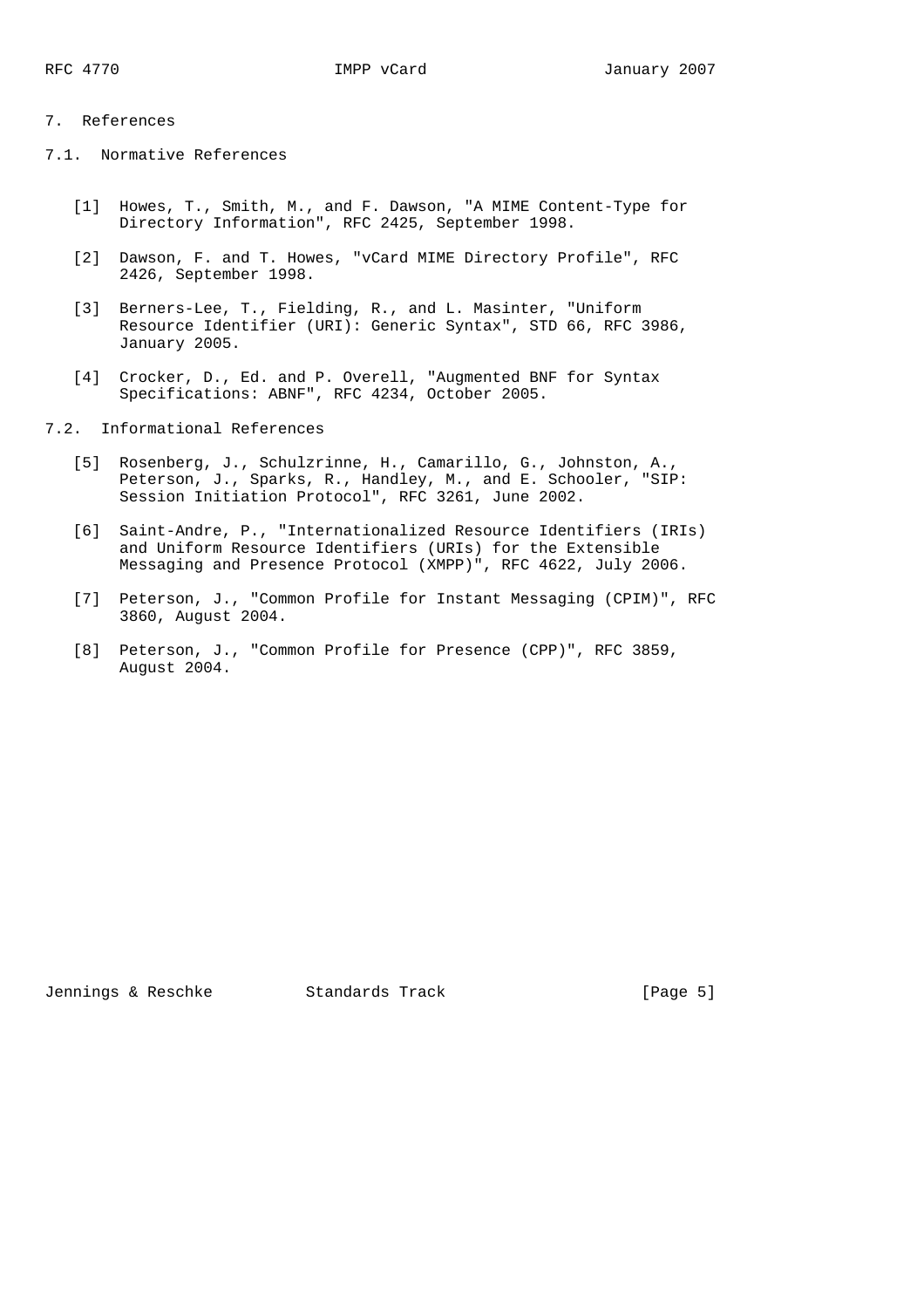# 7. References

## 7.1. Normative References

[1] Howes, T., Smith, M., and F. Dawson, "A MIME Content-Type for Directory Information", RFC 2425, September 1998.

[2] Dawson, F. and T. Howes, "vCard MIME Directory Profile", RFC 2426, September 1998.

[3] Berners-Lee, T., Fielding, R., and L. Masinter, "Uniform Resource Identifier (URI): Generic Syntax", STD 66, RFC 3986, January 2005.

[4] Crocker, D., Ed. and P. Overell, "Augmented BNF for Syntax Specifications: ABNF", RFC 4234, October 2005.

## 7.2. Informational References

[5] Rosenberg, J., Schulzrinne, H., Camarillo, G., Johnston, A., Peterson, J., Sparks, R., Handley, M., and E. Schooler, "SIP: Session Initiation Protocol", RFC 3261, June 2002.

[6] Saint-Andre, P., "Internationalized Resource Identifiers (IRIs) and Uniform Resource Identifiers (URIs) for the Extensible Messaging and Presence Protocol (XMPP)", RFC 4622, July 2006.

[7] Peterson, J., "Common Profile for Instant Messaging (CPIM)", RFC 3860, August 2004.

[8] Peterson, J., "Common Profile for Presence (CPP)", RFC 3859, August 2004.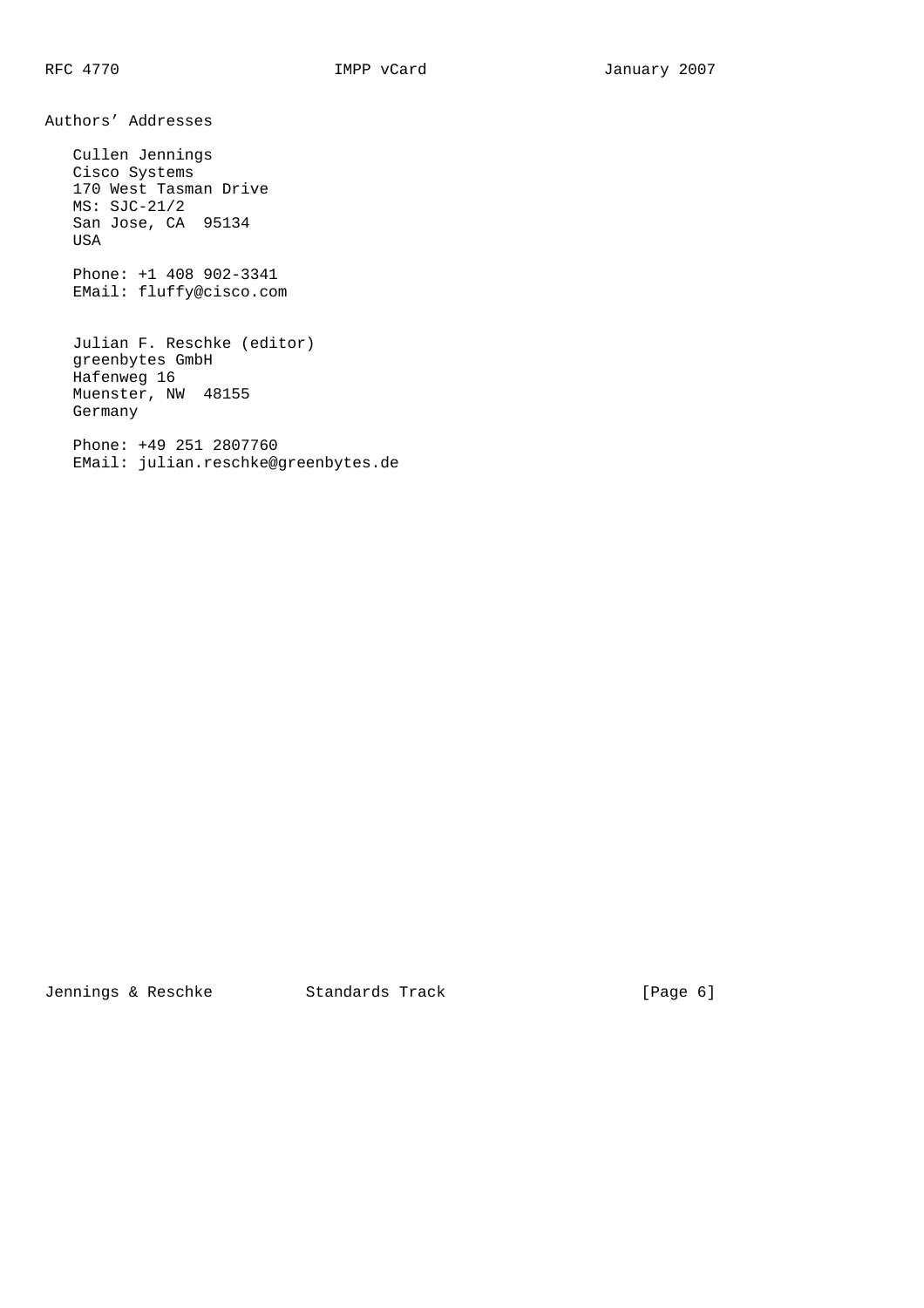## Authors' Addresses

Cullen Jennings
Cisco Systems
170 West Tasman Drive
MS: SJC-21/2
San Jose, CA  95134
USA

Phone: +1 408 902-3341
EMail: fluffy@cisco.com

Julian F. Reschke (editor)
greenbytes GmbH
Hafenweg 16
Muenster, NW  48155
Germany

Phone: +49 251 2807760
EMail: julian.reschke@greenbytes.de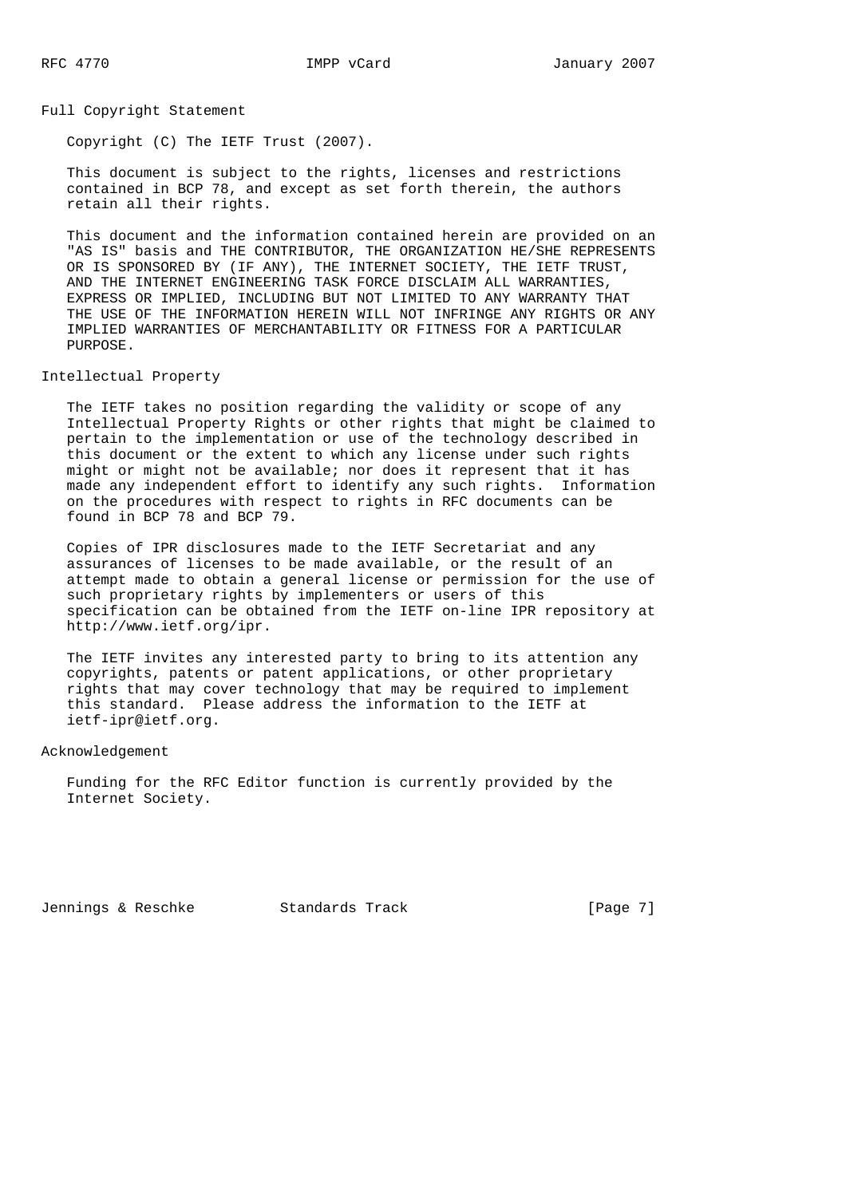## Full Copyright Statement

Copyright (C) The IETF Trust (2007).

This document is subject to the rights, licenses and restrictions contained in BCP 78, and except as set forth therein, the authors retain all their rights.

This document and the information contained herein are provided on an "AS IS" basis and THE CONTRIBUTOR, THE ORGANIZATION HE/SHE REPRESENTS OR IS SPONSORED BY (IF ANY), THE INTERNET SOCIETY, THE IETF TRUST, AND THE INTERNET ENGINEERING TASK FORCE DISCLAIM ALL WARRANTIES, EXPRESS OR IMPLIED, INCLUDING BUT NOT LIMITED TO ANY WARRANTY THAT THE USE OF THE INFORMATION HEREIN WILL NOT INFRINGE ANY RIGHTS OR ANY IMPLIED WARRANTIES OF MERCHANTABILITY OR FITNESS FOR A PARTICULAR PURPOSE.

## Intellectual Property

The IETF takes no position regarding the validity or scope of any Intellectual Property Rights or other rights that might be claimed to pertain to the implementation or use of the technology described in this document or the extent to which any license under such rights might or might not be available; nor does it represent that it has made any independent effort to identify any such rights. Information on the procedures with respect to rights in RFC documents can be found in BCP 78 and BCP 79.

Copies of IPR disclosures made to the IETF Secretariat and any assurances of licenses to be made available, or the result of an attempt made to obtain a general license or permission for the use of such proprietary rights by implementers or users of this specification can be obtained from the IETF on-line IPR repository at http://www.ietf.org/ipr.

The IETF invites any interested party to bring to its attention any copyrights, patents or patent applications, or other proprietary rights that may cover technology that may be required to implement this standard. Please address the information to the IETF at ietf-ipr@ietf.org.

## Acknowledgement

Funding for the RFC Editor function is currently provided by the Internet Society.